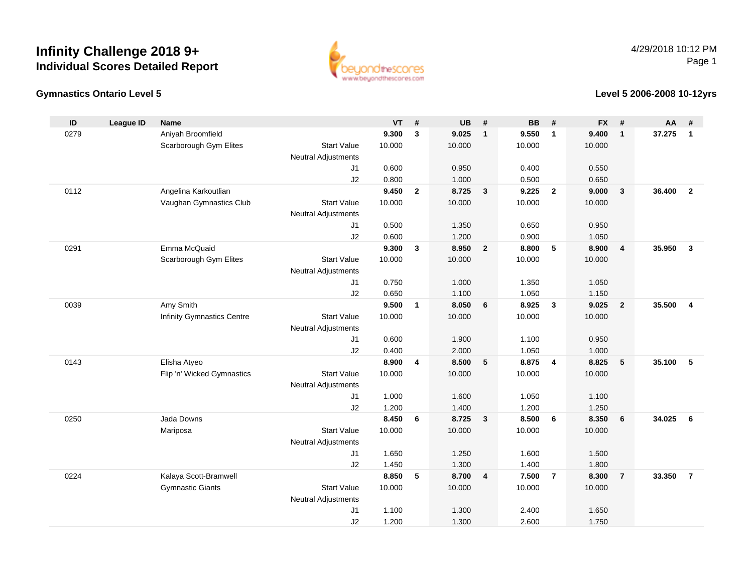# Infinity Challenge 2018 9+

## Individual Scores Detailed Report

### Gymnastics Ontario Level 5

### Level 5 2006-2008 10-12yrs

| ID | League ID | Name | | VT | # | UB | # | BB | # | FX | # | AA | # |
|---|---|---|---|---|---|---|---|---|---|---|---|---|---|
| 0279 | | Aniyah Broomfield | | **9.300** | **3** | **9.025** | **1** | **9.550** | **1** | **9.400** | **1** | **37.275** | **1** |
| | | Scarborough Gym Elites | Start Value | 10.000 | | 10.000 | | 10.000 | | 10.000 | | | |
| | | | Neutral Adjustments | | | | | | | | | | |
| | | | J1 | 0.600 | | 0.950 | | 0.400 | | 0.550 | | | |
| | | | J2 | 0.800 | | 1.000 | | 0.500 | | 0.650 | | | |
| 0112 | | Angelina Karkoutlian | | **9.450** | **2** | **8.725** | **3** | **9.225** | **2** | **9.000** | **3** | **36.400** | **2** |
| | | Vaughan Gymnastics Club | Start Value | 10.000 | | 10.000 | | 10.000 | | 10.000 | | | |
| | | | Neutral Adjustments | | | | | | | | | | |
| | | | J1 | 0.500 | | 1.350 | | 0.650 | | 0.950 | | | |
| | | | J2 | 0.600 | | 1.200 | | 0.900 | | 1.050 | | | |
| 0291 | | Emma McQuaid | | **9.300** | **3** | **8.950** | **2** | **8.800** | **5** | **8.900** | **4** | **35.950** | **3** |
| | | Scarborough Gym Elites | Start Value | 10.000 | | 10.000 | | 10.000 | | 10.000 | | | |
| | | | Neutral Adjustments | | | | | | | | | | |
| | | | J1 | 0.750 | | 1.000 | | 1.350 | | 1.050 | | | |
| | | | J2 | 0.650 | | 1.100 | | 1.050 | | 1.150 | | | |
| 0039 | | Amy Smith | | **9.500** | **1** | **8.050** | **6** | **8.925** | **3** | **9.025** | **2** | **35.500** | **4** |
| | | Infinity Gymnastics Centre | Start Value | 10.000 | | 10.000 | | 10.000 | | 10.000 | | | |
| | | | Neutral Adjustments | | | | | | | | | | |
| | | | J1 | 0.600 | | 1.900 | | 1.100 | | 0.950 | | | |
| | | | J2 | 0.400 | | 2.000 | | 1.050 | | 1.000 | | | |
| 0143 | | Elisha Atyeo | | **8.900** | **4** | **8.500** | **5** | **8.875** | **4** | **8.825** | **5** | **35.100** | **5** |
| | | Flip 'n' Wicked Gymnastics | Start Value | 10.000 | | 10.000 | | 10.000 | | 10.000 | | | |
| | | | Neutral Adjustments | | | | | | | | | | |
| | | | J1 | 1.000 | | 1.600 | | 1.050 | | 1.100 | | | |
| | | | J2 | 1.200 | | 1.400 | | 1.200 | | 1.250 | | | |
| 0250 | | Jada Downs | | **8.450** | **6** | **8.725** | **3** | **8.500** | **6** | **8.350** | **6** | **34.025** | **6** |
| | | Mariposa | Start Value | 10.000 | | 10.000 | | 10.000 | | 10.000 | | | |
| | | | Neutral Adjustments | | | | | | | | | | |
| | | | J1 | 1.650 | | 1.250 | | 1.600 | | 1.500 | | | |
| | | | J2 | 1.450 | | 1.300 | | 1.400 | | 1.800 | | | |
| 0224 | | Kalaya Scott-Bramwell | | **8.850** | **5** | **8.700** | **4** | **7.500** | **7** | **8.300** | **7** | **33.350** | **7** |
| | | Gymnastic Giants | Start Value | 10.000 | | 10.000 | | 10.000 | | 10.000 | | | |
| | | | Neutral Adjustments | | | | | | | | | | |
| | | | J1 | 1.100 | | 1.300 | | 2.400 | | 1.650 | | | |
| | | | J2 | 1.200 | | 1.300 | | 2.600 | | 1.750 | | | |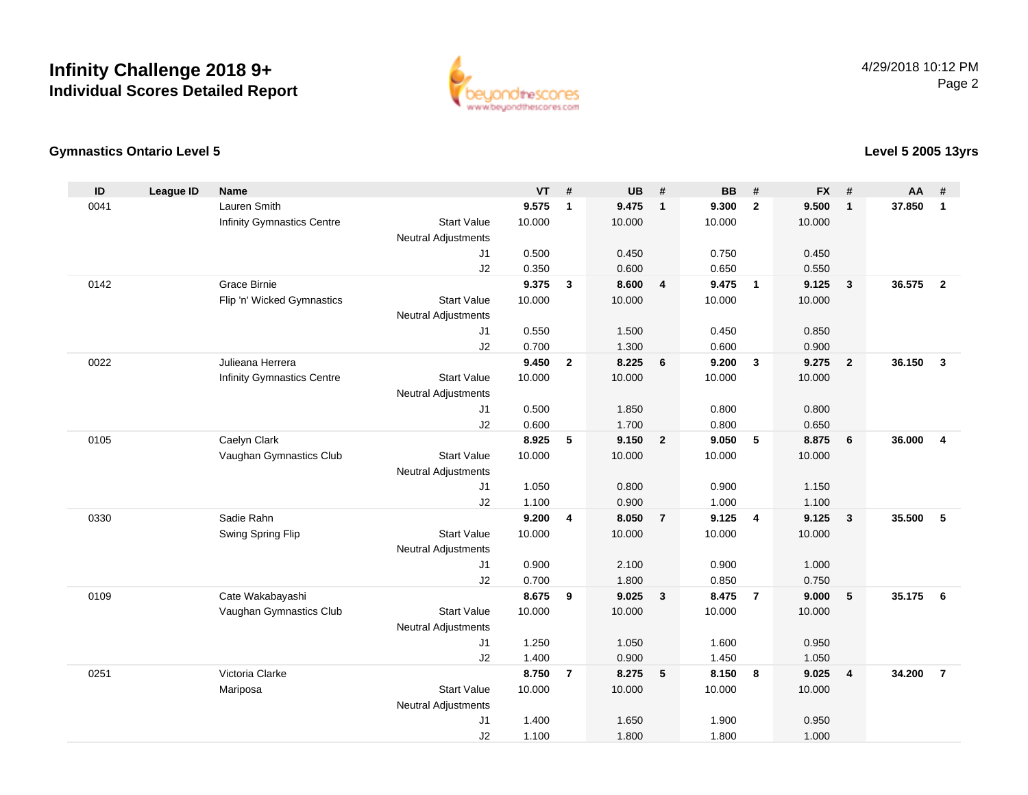# Infinity Challenge 2018 9+
## Individual Scores Detailed Report

4/29/2018 10:12 PM

### Gymnastics Ontario Level 5

### Level 5 2005 13yrs

| ID | League ID | Name | | VT | # | UB | # | BB | # | FX | # | AA | # |
|---|---|---|---|---|---|---|---|---|---|---|---|---|---|
| 0041 | | Lauren Smith | | **9.575** | **1** | **9.475** | **1** | **9.300** | **2** | **9.500** | **1** | **37.850** | **1** |
| | | Infinity Gymnastics Centre | Start Value | 10.000 | | 10.000 | | 10.000 | | 10.000 | | | |
| | | | Neutral Adjustments | | | | | | | | | | |
| | | | J1 | 0.500 | | 0.450 | | 0.750 | | 0.450 | | | |
| | | | J2 | 0.350 | | 0.600 | | 0.650 | | 0.550 | | | |
| 0142 | | Grace Birnie | | **9.375** | **3** | **8.600** | **4** | **9.475** | **1** | **9.125** | **3** | **36.575** | **2** |
| | | Flip 'n' Wicked Gymnastics | Start Value | 10.000 | | 10.000 | | 10.000 | | 10.000 | | | |
| | | | Neutral Adjustments | | | | | | | | | | |
| | | | J1 | 0.550 | | 1.500 | | 0.450 | | 0.850 | | | |
| | | | J2 | 0.700 | | 1.300 | | 0.600 | | 0.900 | | | |
| 0022 | | Julieana Herrera | | **9.450** | **2** | **8.225** | **6** | **9.200** | **3** | **9.275** | **2** | **36.150** | **3** |
| | | Infinity Gymnastics Centre | Start Value | 10.000 | | 10.000 | | 10.000 | | 10.000 | | | |
| | | | Neutral Adjustments | | | | | | | | | | |
| | | | J1 | 0.500 | | 1.850 | | 0.800 | | 0.800 | | | |
| | | | J2 | 0.600 | | 1.700 | | 0.800 | | 0.650 | | | |
| 0105 | | Caelyn Clark | | **8.925** | **5** | **9.150** | **2** | **9.050** | **5** | **8.875** | **6** | **36.000** | **4** |
| | | Vaughan Gymnastics Club | Start Value | 10.000 | | 10.000 | | 10.000 | | 10.000 | | | |
| | | | Neutral Adjustments | | | | | | | | | | |
| | | | J1 | 1.050 | | 0.800 | | 0.900 | | 1.150 | | | |
| | | | J2 | 1.100 | | 0.900 | | 1.000 | | 1.100 | | | |
| 0330 | | Sadie Rahn | | **9.200** | **4** | **8.050** | **7** | **9.125** | **4** | **9.125** | **3** | **35.500** | **5** |
| | | Swing Spring Flip | Start Value | 10.000 | | 10.000 | | 10.000 | | 10.000 | | | |
| | | | Neutral Adjustments | | | | | | | | | | |
| | | | J1 | 0.900 | | 2.100 | | 0.900 | | 1.000 | | | |
| | | | J2 | 0.700 | | 1.800 | | 0.850 | | 0.750 | | | |
| 0109 | | Cate Wakabayashi | | **8.675** | **9** | **9.025** | **3** | **8.475** | **7** | **9.000** | **5** | **35.175** | **6** |
| | | Vaughan Gymnastics Club | Start Value | 10.000 | | 10.000 | | 10.000 | | 10.000 | | | |
| | | | Neutral Adjustments | | | | | | | | | | |
| | | | J1 | 1.250 | | 1.050 | | 1.600 | | 0.950 | | | |
| | | | J2 | 1.400 | | 0.900 | | 1.450 | | 1.050 | | | |
| 0251 | | Victoria Clarke | | **8.750** | **7** | **8.275** | **5** | **8.150** | **8** | **9.025** | **4** | **34.200** | **7** |
| | | Mariposa | Start Value | 10.000 | | 10.000 | | 10.000 | | 10.000 | | | |
| | | | Neutral Adjustments | | | | | | | | | | |
| | | | J1 | 1.400 | | 1.650 | | 1.900 | | 0.950 | | | |
| | | | J2 | 1.100 | | 1.800 | | 1.800 | | 1.000 | | | |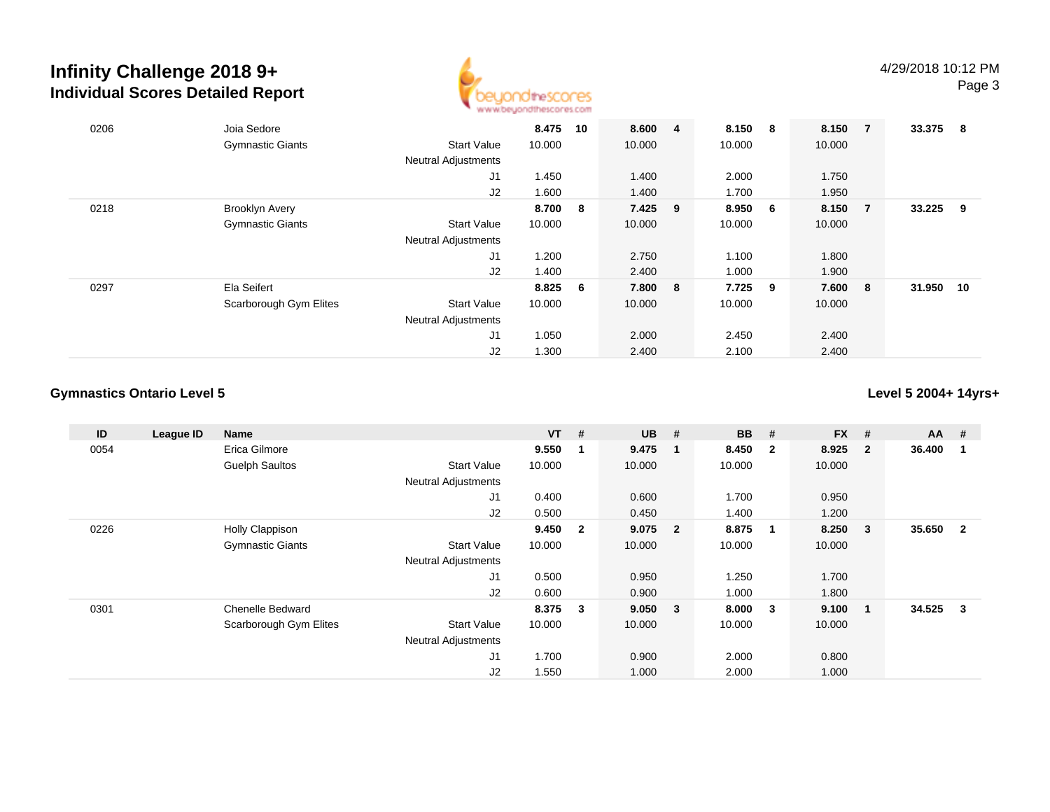# Infinity Challenge 2018 9+
## Individual Scores Detailed Report

4/29/2018 10:12 PM

| | | | | | | | | | | | | | | |
|---|---|---|---|---|---|---|---|---|---|---|---|---|---|---|
| 0206 | | Joia Sedore | | 8.475 | 10 | 8.600 | 4 | 8.150 | 8 | 8.150 | 7 | 33.375 | 8 |
| | | Gymnastic Giants | Start Value | 10.000 | | 10.000 | | 10.000 | | 10.000 | | | |
| | | | Neutral Adjustments | | | | | | | | | | |
| | | | J1 | 1.450 | | 1.400 | | 2.000 | | 1.750 | | | |
| | | | J2 | 1.600 | | 1.400 | | 1.700 | | 1.950 | | | |
| 0218 | | Brooklyn Avery | | 8.700 | 8 | 7.425 | 9 | 8.950 | 6 | 8.150 | 7 | 33.225 | 9 |
| | | Gymnastic Giants | Start Value | 10.000 | | 10.000 | | 10.000 | | 10.000 | | | |
| | | | Neutral Adjustments | | | | | | | | | | |
| | | | J1 | 1.200 | | 2.750 | | 1.100 | | 1.800 | | | |
| | | | J2 | 1.400 | | 2.400 | | 1.000 | | 1.900 | | | |
| 0297 | | Ela Seifert | | 8.825 | 6 | 7.800 | 8 | 7.725 | 9 | 7.600 | 8 | 31.950 | 10 |
| | | Scarborough Gym Elites | Start Value | 10.000 | | 10.000 | | 10.000 | | 10.000 | | | |
| | | | Neutral Adjustments | | | | | | | | | | |
| | | | J1 | 1.050 | | 2.000 | | 2.450 | | 2.400 | | | |
| | | | J2 | 1.300 | | 2.400 | | 2.100 | | 2.400 | | | |

### Gymnastics Ontario Level 5

**Level 5 2004+ 14yrs+**

| ID | League ID | Name | | VT | # | UB | # | BB | # | FX | # | AA | # |
|---|---|---|---|---|---|---|---|---|---|---|---|---|---|
| 0054 | | Erica Gilmore | | 9.550 | 1 | 9.475 | 1 | 8.450 | 2 | 8.925 | 2 | 36.400 | 1 |
| | | Guelph Saultos | Start Value | 10.000 | | 10.000 | | 10.000 | | 10.000 | | | |
| | | | Neutral Adjustments | | | | | | | | | | |
| | | | J1 | 0.400 | | 0.600 | | 1.700 | | 0.950 | | | |
| | | | J2 | 0.500 | | 0.450 | | 1.400 | | 1.200 | | | |
| 0226 | | Holly Clappison | | 9.450 | 2 | 9.075 | 2 | 8.875 | 1 | 8.250 | 3 | 35.650 | 2 |
| | | Gymnastic Giants | Start Value | 10.000 | | 10.000 | | 10.000 | | 10.000 | | | |
| | | | Neutral Adjustments | | | | | | | | | | |
| | | | J1 | 0.500 | | 0.950 | | 1.250 | | 1.700 | | | |
| | | | J2 | 0.600 | | 0.900 | | 1.000 | | 1.800 | | | |
| 0301 | | Chenelle Bedward | | 8.375 | 3 | 9.050 | 3 | 8.000 | 3 | 9.100 | 1 | 34.525 | 3 |
| | | Scarborough Gym Elites | Start Value | 10.000 | | 10.000 | | 10.000 | | 10.000 | | | |
| | | | Neutral Adjustments | | | | | | | | | | |
| | | | J1 | 1.700 | | 0.900 | | 2.000 | | 0.800 | | | |
| | | | J2 | 1.550 | | 1.000 | | 2.000 | | 1.000 | | | |